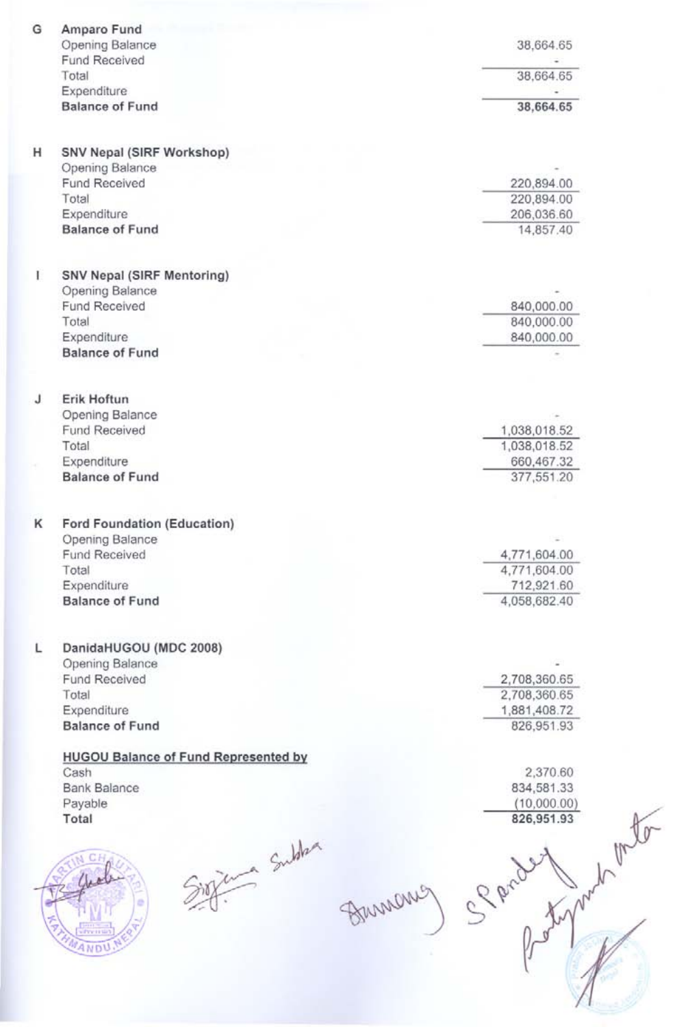**G Amparo Fund**

| | |
|---|---:|
| Opening Balance | 38,664.65 |
| Fund Received | - |
| Total | 38,664.65 |
| Expenditure | - |
| **Balance of Fund** | **38,664.65** |

**H SNV Nepal (SIRF Workshop)**

| | |
|---|---:|
| Opening Balance | - |
| Fund Received | 220,894.00 |
| Total | 220,894.00 |
| Expenditure | 206,036.60 |
| **Balance of Fund** | 14,857.40 |

**I SNV Nepal (SIRF Mentoring)**

| | |
|---|---:|
| Opening Balance | - |
| Fund Received | 840,000.00 |
| Total | 840,000.00 |
| Expenditure | 840,000.00 |
| **Balance of Fund** | - |

**J Erik Hoftun**

| | |
|---|---:|
| Opening Balance | - |
| Fund Received | 1,038,018.52 |
| Total | 1,038,018.52 |
| Expenditure | 660,467.32 |
| **Balance of Fund** | 377,551.20 |

**K Ford Foundation (Education)**

| | |
|---|---:|
| Opening Balance | - |
| Fund Received | 4,771,604.00 |
| Total | 4,771,604.00 |
| Expenditure | 712,921.60 |
| **Balance of Fund** | 4,058,682.40 |

**L DanidaHUGOU (MDC 2008)**

| | |
|---|---:|
| Opening Balance | - |
| Fund Received | 2,708,360.65 |
| Total | 2,708,360.65 |
| Expenditure | 1,881,408.72 |
| **Balance of Fund** | 826,951.93 |

**HUGOU Balance of Fund Represented by**

| | |
|---|---:|
| Cash | 2,370.60 |
| Bank Balance | 834,581.33 |
| Payable | (10,000.00) |
| **Total** | **826,951.93** |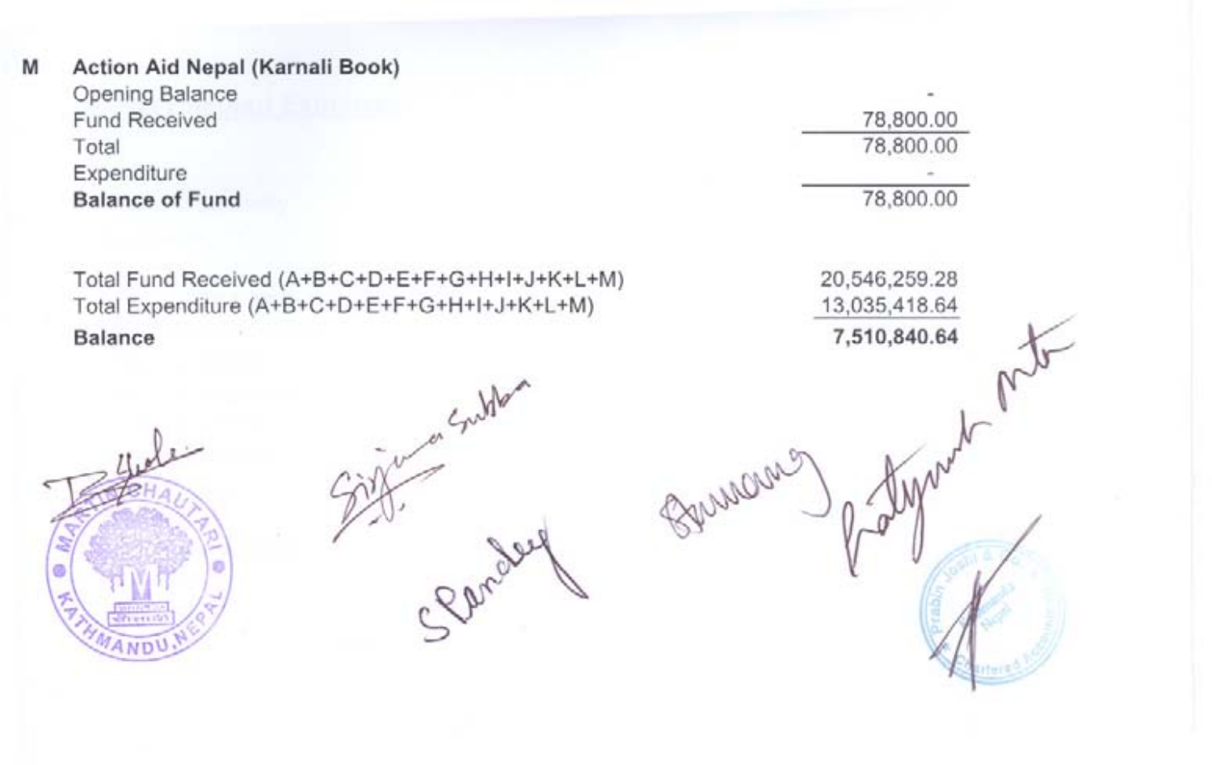## M Action Aid Nepal (Karnali Book)

| | |
|---|---|
| Opening Balance | - |
| Fund Received | 78,800.00 |
| Total | 78,800.00 |
| Expenditure | - |
| **Balance of Fund** | 78,800.00 |

| | |
|---|---|
| Total Fund Received (A+B+C+D+E+F+G+H+I+J+K+L+M) | 20,546,259.28 |
| Total Expenditure (A+B+C+D+E+F+G+H+I+J+K+L+M) | 13,035,418.64 |
| **Balance** | **7,510,840.64** |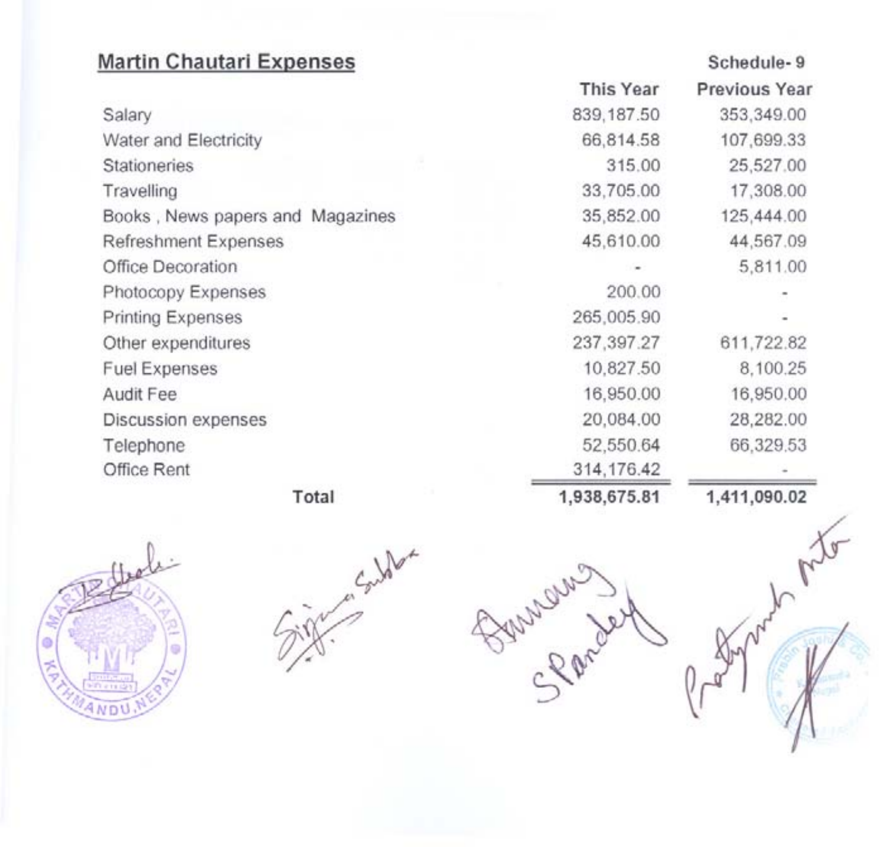## Martin Chautari Expenses

Schedule- 9

| | This Year | Previous Year |
|---|---|---|
| Salary | 839,187.50 | 353,349.00 |
| Water and Electricity | 66,814.58 | 107,699.33 |
| Stationeries | 315.00 | 25,527.00 |
| Travelling | 33,705.00 | 17,308.00 |
| Books , News papers and Magazines | 35,852.00 | 125,444.00 |
| Refreshment Expenses | 45,610.00 | 44,567.09 |
| Office Decoration | - | 5,811.00 |
| Photocopy Expenses | 200.00 | - |
| Printing Expenses | 265,005.90 | - |
| Other expenditures | 237,397.27 | 611,722.82 |
| Fuel Expenses | 10,827.50 | 8,100.25 |
| Audit Fee | 16,950.00 | 16,950.00 |
| Discussion expenses | 20,084.00 | 28,282.00 |
| Telephone | 52,550.64 | 66,329.53 |
| Office Rent | 314,176.42 | - |
| **Total** | **1,938,675.81** | **1,411,090.02** |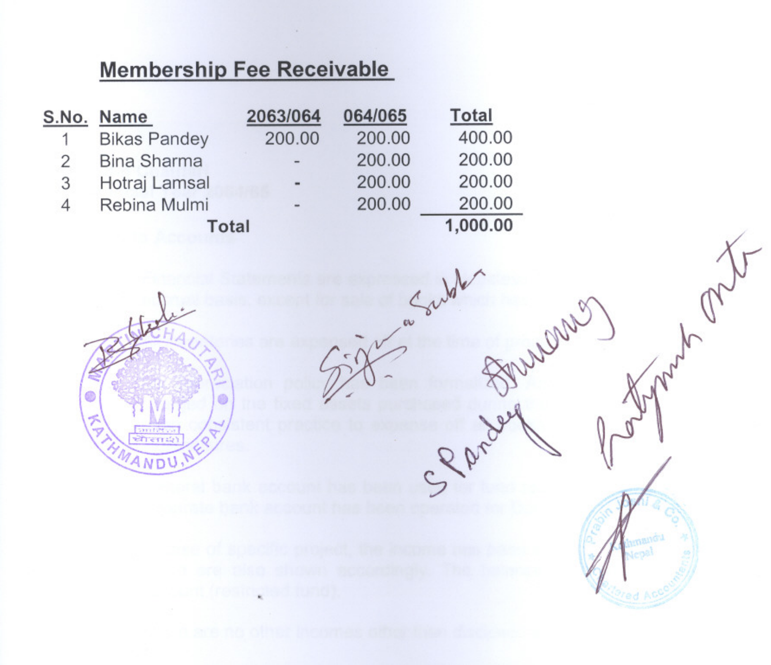## Membership Fee Receivable

| S.No. | Name | 2063/064 | 064/065 | Total |
|---|---|---|---|---|
| 1 | Bikas Pandey | 200.00 | 200.00 | 400.00 |
| 2 | Bina Sharma | - | 200.00 | 200.00 |
| 3 | Hotraj Lamsal | - | 200.00 | 200.00 |
| 4 | Rebina Mulmi | - | 200.00 | 200.00 |
| | **Total** | | | **1,000.00** |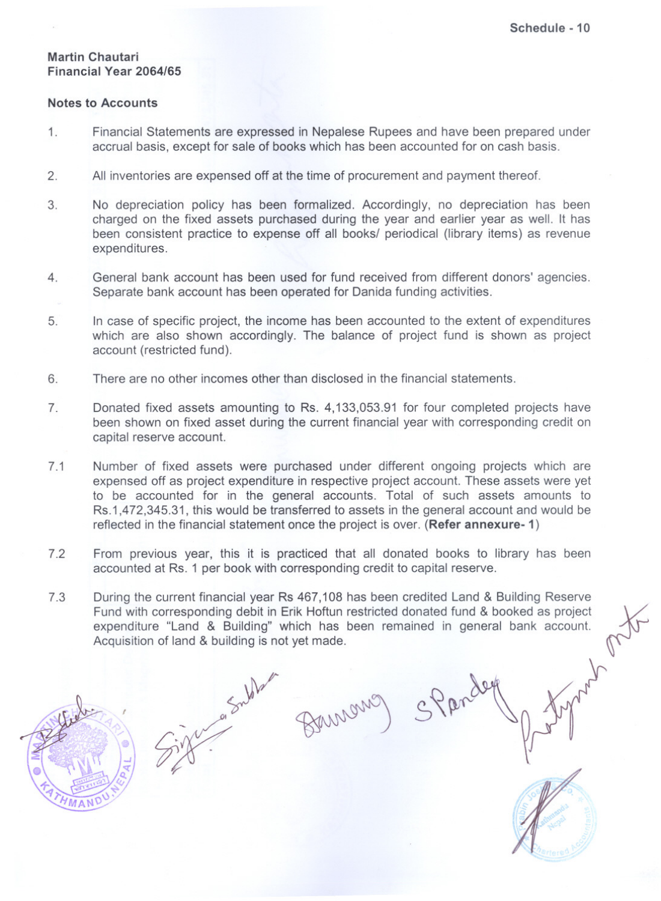Schedule - 10

**Martin Chautari**
**Financial Year 2064/65**

**Notes to Accounts**

1. Financial Statements are expressed in Nepalese Rupees and have been prepared under accrual basis, except for sale of books which has been accounted for on cash basis.

2. All inventories are expensed off at the time of procurement and payment thereof.

3. No depreciation policy has been formalized. Accordingly, no depreciation has been charged on the fixed assets purchased during the year and earlier year as well. It has been consistent practice to expense off all books/ periodical (library items) as revenue expenditures.

4. General bank account has been used for fund received from different donors' agencies. Separate bank account has been operated for Danida funding activities.

5. In case of specific project, the income has been accounted to the extent of expenditures which are also shown accordingly. The balance of project fund is shown as project account (restricted fund).

6. There are no other incomes other than disclosed in the financial statements.

7. Donated fixed assets amounting to Rs. 4,133,053.91 for four completed projects have been shown on fixed asset during the current financial year with corresponding credit on capital reserve account.

7.1 Number of fixed assets were purchased under different ongoing projects which are expensed off as project expenditure in respective project account. These assets were yet to be accounted for in the general accounts. Total of such assets amounts to Rs.1,472,345.31, this would be transferred to assets in the general account and would be reflected in the financial statement once the project is over. (**Refer annexure- 1**)

7.2 From previous year, this it is practiced that all donated books to library has been accounted at Rs. 1 per book with corresponding credit to capital reserve.

7.3 During the current financial year Rs 467,108 has been credited Land & Building Reserve Fund with corresponding debit in Erik Hoftun restricted donated fund & booked as project expenditure "Land & Building" which has been remained in general bank account. Acquisition of land & building is not yet made.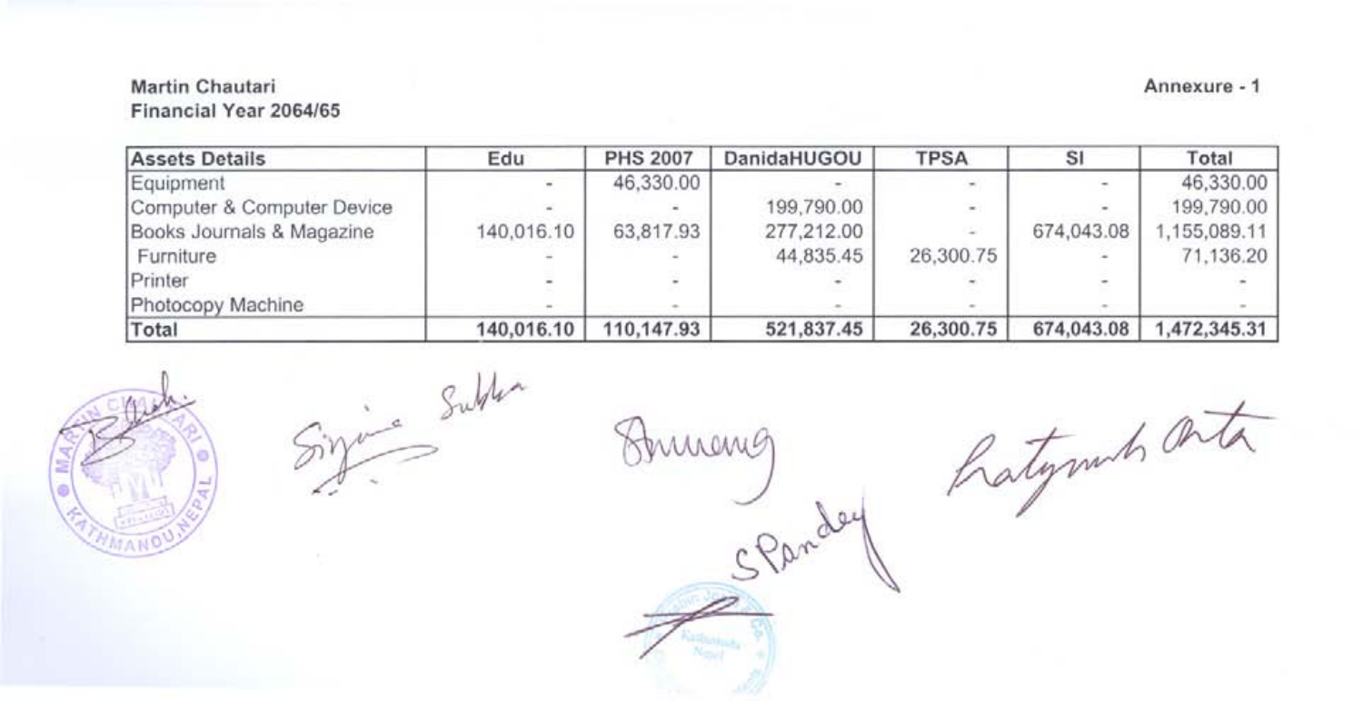**Martin Chautari**
**Financial Year 2064/65**

Annexure - 1

| Assets Details | Edu | PHS 2007 | DanidaHUGOU | TPSA | SI | Total |
|---|---|---|---|---|---|---|
| Equipment | - | 46,330.00 | - | - | - | 46,330.00 |
| Computer & Computer Device | - | - | 199,790.00 | - | - | 199,790.00 |
| Books Journals & Magazine | 140,016.10 | 63,817.93 | 277,212.00 | - | 674,043.08 | 1,155,089.11 |
| Furniture | - | - | 44,835.45 | 26,300.75 | - | 71,136.20 |
| Printer | - | - | - | - | - | - |
| Photocopy Machine | - | - | - | - | - | - |
| **Total** | **140,016.10** | **110,147.93** | **521,837.45** | **26,300.75** | **674,043.08** | **1,472,345.31** |